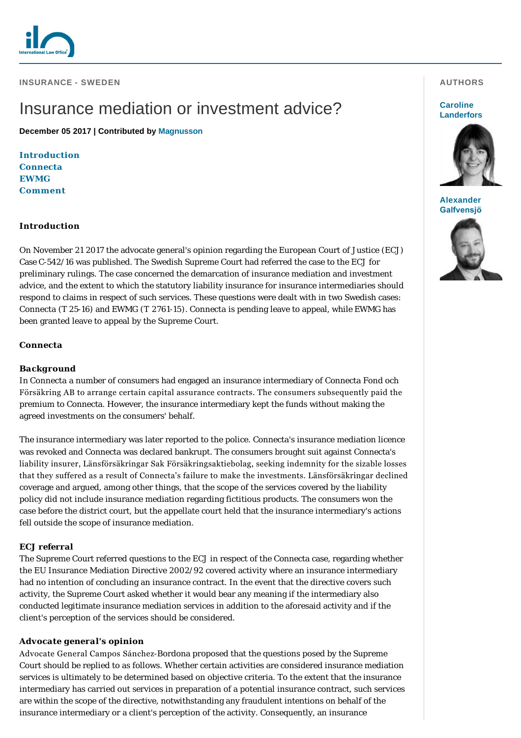INSURANCE - SWEDEN

# Insurance mediation or investment advice?

**December 05 2017 | Contributed by Magnusson**

**AUTHORS**

**Caroline Landerfors**

**Alexander Galfvensjö**

- Introduction
- Connecta
- EWMG
- Comment

## Introduction

On November 21 2017 the advocate general's opinion regarding the European Court of Justice (ECJ) Case C-542/16 was published. The Swedish Supreme Court had referred the case to the ECJ for preliminary rulings. The case concerned the demarcation of insurance mediation and investment advice, and the extent to which the statutory liability insurance for insurance intermediaries should respond to claims in respect of such services. These questions were dealt with in two Swedish cases: Connecta (T 25-16) and EWMG (T 2761-15). Connecta is pending leave to appeal, while EWMG has been granted leave to appeal by the Supreme Court.

## Connecta

### Background

In Connecta a number of consumers had engaged an insurance intermediary of Connecta Fond och Försäkring AB to arrange certain capital assurance contracts. The consumers subsequently paid the premium to Connecta. However, the insurance intermediary kept the funds without making the agreed investments on the consumers' behalf.

The insurance intermediary was later reported to the police. Connecta's insurance mediation licence was revoked and Connecta was declared bankrupt. The consumers brought suit against Connecta's liability insurer, Länsförsäkringar Sak Försäkringsaktiebolag, seeking indemnity for the sizable losses that they suffered as a result of Connecta's failure to make the investments. Länsförsäkringar declined coverage and argued, among other things, that the scope of the services covered by the liability policy did not include insurance mediation regarding fictitious products. The consumers won the case before the district court, but the appellate court held that the insurance intermediary's actions fell outside the scope of insurance mediation.

### ECJ referral

The Supreme Court referred questions to the ECJ in respect of the Connecta case, regarding whether the EU Insurance Mediation Directive 2002/92 covered activity where an insurance intermediary had no intention of concluding an insurance contract. In the event that the directive covers such activity, the Supreme Court asked whether it would bear any meaning if the intermediary also conducted legitimate insurance mediation services in addition to the aforesaid activity and if the client's perception of the services should be considered.

### Advocate general's opinion

Advocate General Campos Sánchez-Bordona proposed that the questions posed by the Supreme Court should be replied to as follows. Whether certain activities are considered insurance mediation services is ultimately to be determined based on objective criteria. To the extent that the insurance intermediary has carried out services in preparation of a potential insurance contract, such services are within the scope of the directive, notwithstanding any fraudulent intentions on behalf of the insurance intermediary or a client's perception of the activity. Consequently, an insurance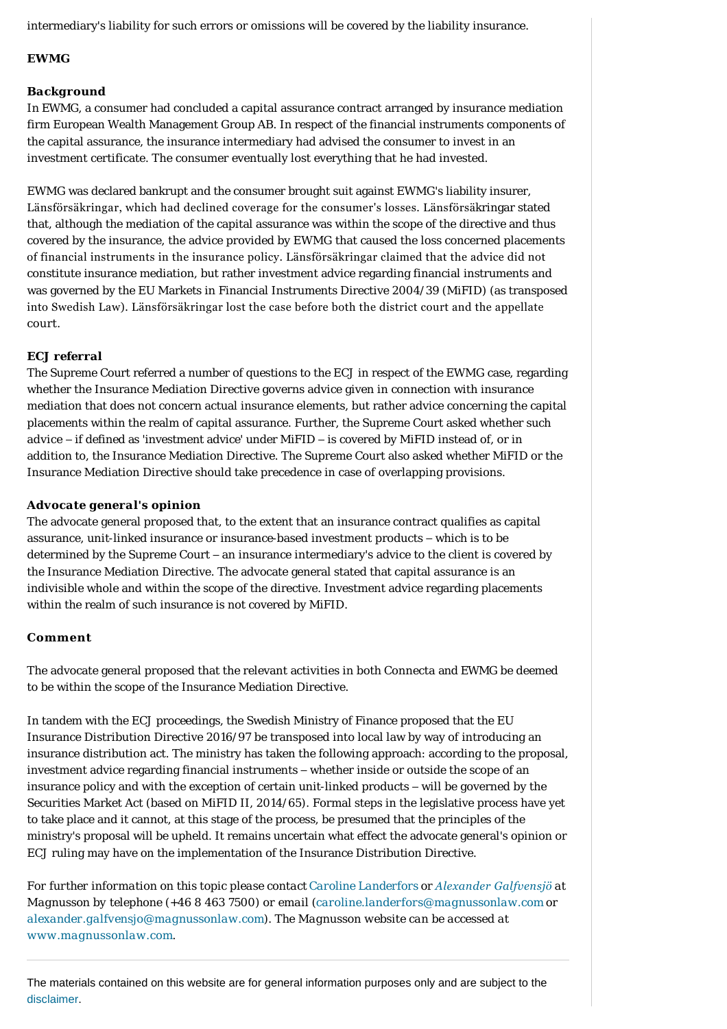intermediary's liability for such errors or omissions will be covered by the liability insurance.

## EWMG

### Background

In EWMG, a consumer had concluded a capital assurance contract arranged by insurance mediation firm European Wealth Management Group AB. In respect of the financial instruments components of the capital assurance, the insurance intermediary had advised the consumer to invest in an investment certificate. The consumer eventually lost everything that he had invested.

EWMG was declared bankrupt and the consumer brought suit against EWMG's liability insurer, Länsförsäkringar, which had declined coverage for the consumer's losses. Länsförsäkringar stated that, although the mediation of the capital assurance was within the scope of the directive and thus covered by the insurance, the advice provided by EWMG that caused the loss concerned placements of financial instruments in the insurance policy. Länsförsäkringar claimed that the advice did not constitute insurance mediation, but rather investment advice regarding financial instruments and was governed by the EU Markets in Financial Instruments Directive 2004/39 (MiFID) (as transposed into Swedish Law). Länsförsäkringar lost the case before both the district court and the appellate court.

### ECJ referral

The Supreme Court referred a number of questions to the ECJ in respect of the EWMG case, regarding whether the Insurance Mediation Directive governs advice given in connection with insurance mediation that does not concern actual insurance elements, but rather advice concerning the capital placements within the realm of capital assurance. Further, the Supreme Court asked whether such advice – if defined as 'investment advice' under MiFID – is covered by MiFID instead of, or in addition to, the Insurance Mediation Directive. The Supreme Court also asked whether MiFID or the Insurance Mediation Directive should take precedence in case of overlapping provisions.

### Advocate general's opinion

The advocate general proposed that, to the extent that an insurance contract qualifies as capital assurance, unit-linked insurance or insurance-based investment products – which is to be determined by the Supreme Court – an insurance intermediary's advice to the client is covered by the Insurance Mediation Directive. The advocate general stated that capital assurance is an indivisible whole and within the scope of the directive. Investment advice regarding placements within the realm of such insurance is not covered by MiFID.

## Comment

The advocate general proposed that the relevant activities in both Connecta and EWMG be deemed to be within the scope of the Insurance Mediation Directive.

In tandem with the ECJ proceedings, the Swedish Ministry of Finance proposed that the EU Insurance Distribution Directive 2016/97 be transposed into local law by way of introducing an insurance distribution act. The ministry has taken the following approach: according to the proposal, investment advice regarding financial instruments – whether inside or outside the scope of an insurance policy and with the exception of certain unit-linked products – will be governed by the Securities Market Act (based on MiFID II, 2014/65). Formal steps in the legislative process have yet to take place and it cannot, at this stage of the process, be presumed that the principles of the ministry's proposal will be upheld. It remains uncertain what effect the advocate general's opinion or ECJ ruling may have on the implementation of the Insurance Distribution Directive.

*For further information on this topic please contact Caroline Landerfors or Alexander Galfvensjö at Magnusson by telephone (+46 8 463 7500) or email (caroline.landerfors@magnussonlaw.com or alexander.galfvensjo@magnussonlaw.com). The Magnusson website can be accessed at www.magnussonlaw.com.*

---

The materials contained on this website are for general information purposes only and are subject to the disclaimer.